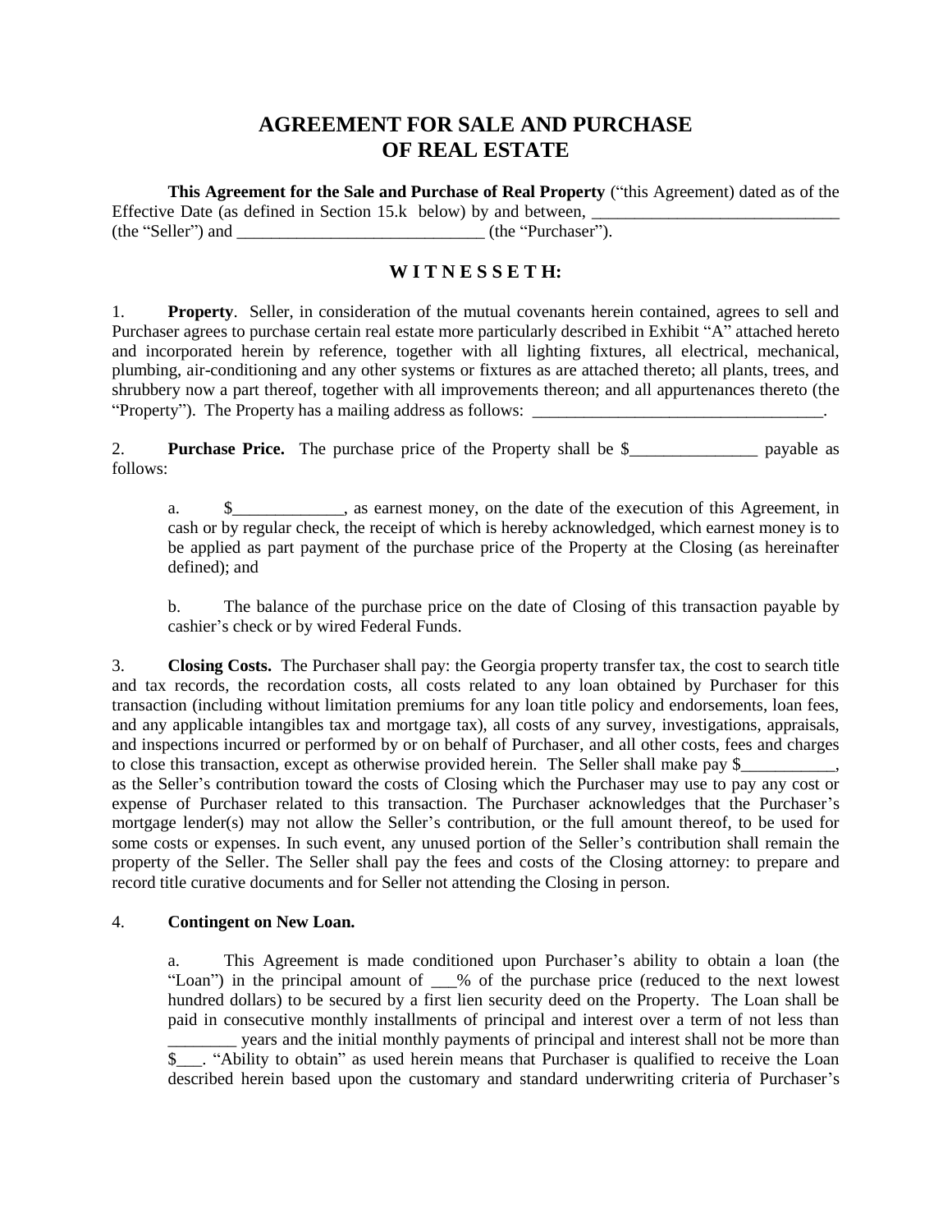# AGREEMENT FOR SALE AND PURCHASE OF REAL ESTATE

**This Agreement for the Sale and Purchase of Real Property** ("this Agreement) dated as of the Effective Date (as defined in Section 15.k below) by and between, _____________________________ (the "Seller") and _____________________________ (the "Purchaser").

## W I T N E S S E T H:

1. **Property**. Seller, in consideration of the mutual covenants herein contained, agrees to sell and Purchaser agrees to purchase certain real estate more particularly described in Exhibit "A" attached hereto and incorporated herein by reference, together with all lighting fixtures, all electrical, mechanical, plumbing, air-conditioning and any other systems or fixtures as are attached thereto; all plants, trees, and shrubbery now a part thereof, together with all improvements thereon; and all appurtenances thereto (the "Property"). The Property has a mailing address as follows: __________________________________.

2. **Purchase Price.** The purchase price of the Property shall be $_______________ payable as follows:

   a. $_____________, as earnest money, on the date of the execution of this Agreement, in cash or by regular check, the receipt of which is hereby acknowledged, which earnest money is to be applied as part payment of the purchase price of the Property at the Closing (as hereinafter defined); and

   b. The balance of the purchase price on the date of Closing of this transaction payable by cashier's check or by wired Federal Funds.

3. **Closing Costs.** The Purchaser shall pay: the Georgia property transfer tax, the cost to search title and tax records, the recordation costs, all costs related to any loan obtained by Purchaser for this transaction (including without limitation premiums for any loan title policy and endorsements, loan fees, and any applicable intangibles tax and mortgage tax), all costs of any survey, investigations, appraisals, and inspections incurred or performed by or on behalf of Purchaser, and all other costs, fees and charges to close this transaction, except as otherwise provided herein. The Seller shall make pay $___________, as the Seller's contribution toward the costs of Closing which the Purchaser may use to pay any cost or expense of Purchaser related to this transaction. The Purchaser acknowledges that the Purchaser's mortgage lender(s) may not allow the Seller's contribution, or the full amount thereof, to be used for some costs or expenses. In such event, any unused portion of the Seller's contribution shall remain the property of the Seller. The Seller shall pay the fees and costs of the Closing attorney: to prepare and record title curative documents and for Seller not attending the Closing in person.

4. **Contingent on New Loan.**

   a. This Agreement is made conditioned upon Purchaser's ability to obtain a loan (the "Loan") in the principal amount of ___% of the purchase price (reduced to the next lowest hundred dollars) to be secured by a first lien security deed on the Property. The Loan shall be paid in consecutive monthly installments of principal and interest over a term of not less than ________ years and the initial monthly payments of principal and interest shall not be more than $___. "Ability to obtain" as used herein means that Purchaser is qualified to receive the Loan described herein based upon the customary and standard underwriting criteria of Purchaser's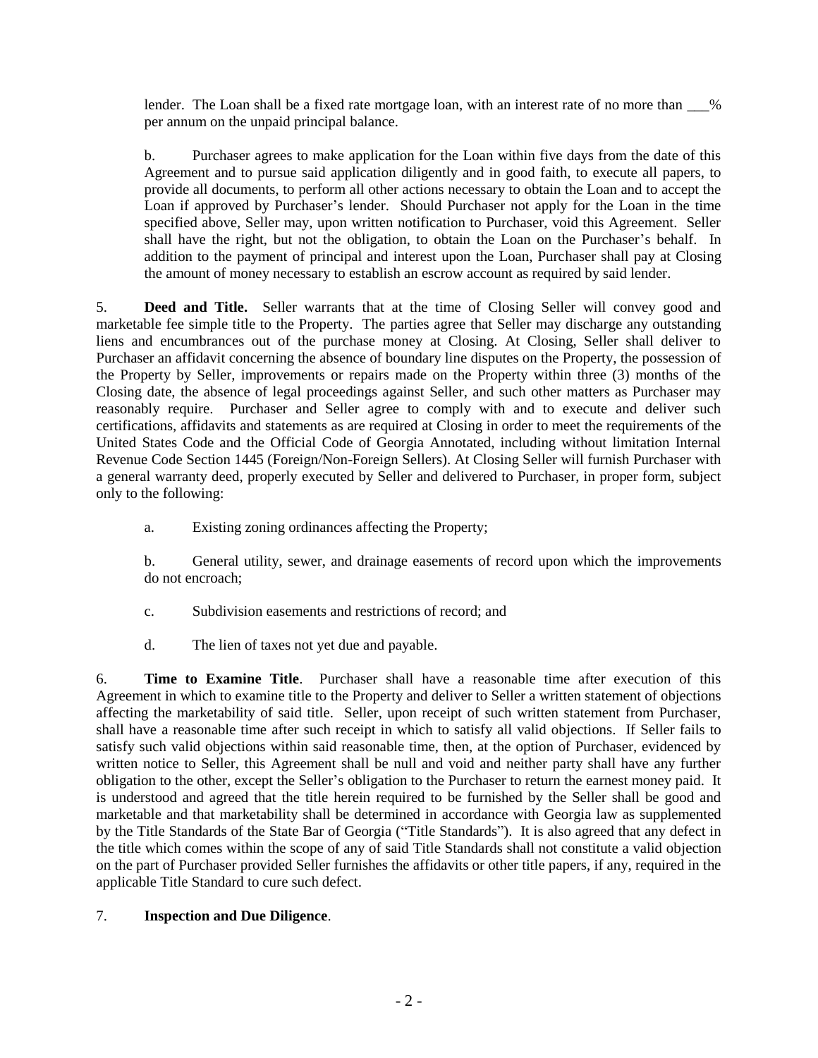lender. The Loan shall be a fixed rate mortgage loan, with an interest rate of no more than ___% per annum on the unpaid principal balance.

b. Purchaser agrees to make application for the Loan within five days from the date of this Agreement and to pursue said application diligently and in good faith, to execute all papers, to provide all documents, to perform all other actions necessary to obtain the Loan and to accept the Loan if approved by Purchaser's lender. Should Purchaser not apply for the Loan in the time specified above, Seller may, upon written notification to Purchaser, void this Agreement. Seller shall have the right, but not the obligation, to obtain the Loan on the Purchaser's behalf. In addition to the payment of principal and interest upon the Loan, Purchaser shall pay at Closing the amount of money necessary to establish an escrow account as required by said lender.

5. **Deed and Title.** Seller warrants that at the time of Closing Seller will convey good and marketable fee simple title to the Property. The parties agree that Seller may discharge any outstanding liens and encumbrances out of the purchase money at Closing. At Closing, Seller shall deliver to Purchaser an affidavit concerning the absence of boundary line disputes on the Property, the possession of the Property by Seller, improvements or repairs made on the Property within three (3) months of the Closing date, the absence of legal proceedings against Seller, and such other matters as Purchaser may reasonably require. Purchaser and Seller agree to comply with and to execute and deliver such certifications, affidavits and statements as are required at Closing in order to meet the requirements of the United States Code and the Official Code of Georgia Annotated, including without limitation Internal Revenue Code Section 1445 (Foreign/Non-Foreign Sellers). At Closing Seller will furnish Purchaser with a general warranty deed, properly executed by Seller and delivered to Purchaser, in proper form, subject only to the following:

a. Existing zoning ordinances affecting the Property;

b. General utility, sewer, and drainage easements of record upon which the improvements do not encroach;

c. Subdivision easements and restrictions of record; and

d. The lien of taxes not yet due and payable.

6. **Time to Examine Title**. Purchaser shall have a reasonable time after execution of this Agreement in which to examine title to the Property and deliver to Seller a written statement of objections affecting the marketability of said title. Seller, upon receipt of such written statement from Purchaser, shall have a reasonable time after such receipt in which to satisfy all valid objections. If Seller fails to satisfy such valid objections within said reasonable time, then, at the option of Purchaser, evidenced by written notice to Seller, this Agreement shall be null and void and neither party shall have any further obligation to the other, except the Seller's obligation to the Purchaser to return the earnest money paid. It is understood and agreed that the title herein required to be furnished by the Seller shall be good and marketable and that marketability shall be determined in accordance with Georgia law as supplemented by the Title Standards of the State Bar of Georgia ("Title Standards"). It is also agreed that any defect in the title which comes within the scope of any of said Title Standards shall not constitute a valid objection on the part of Purchaser provided Seller furnishes the affidavits or other title papers, if any, required in the applicable Title Standard to cure such defect.

7. **Inspection and Due Diligence**.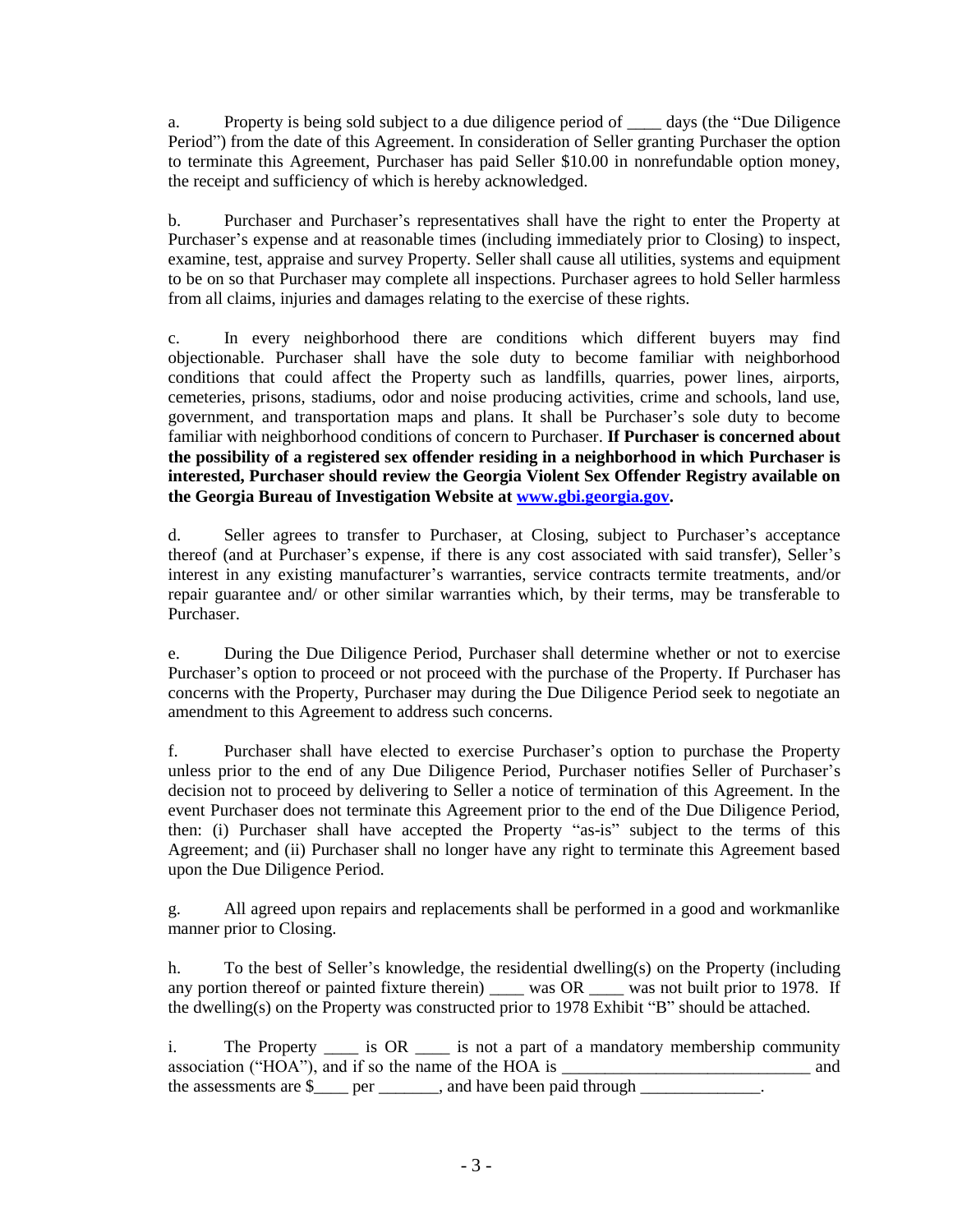a. Property is being sold subject to a due diligence period of ____ days (the "Due Diligence Period") from the date of this Agreement. In consideration of Seller granting Purchaser the option to terminate this Agreement, Purchaser has paid Seller $10.00 in nonrefundable option money, the receipt and sufficiency of which is hereby acknowledged.

b. Purchaser and Purchaser's representatives shall have the right to enter the Property at Purchaser's expense and at reasonable times (including immediately prior to Closing) to inspect, examine, test, appraise and survey Property. Seller shall cause all utilities, systems and equipment to be on so that Purchaser may complete all inspections. Purchaser agrees to hold Seller harmless from all claims, injuries and damages relating to the exercise of these rights.

c. In every neighborhood there are conditions which different buyers may find objectionable. Purchaser shall have the sole duty to become familiar with neighborhood conditions that could affect the Property such as landfills, quarries, power lines, airports, cemeteries, prisons, stadiums, odor and noise producing activities, crime and schools, land use, government, and transportation maps and plans. It shall be Purchaser's sole duty to become familiar with neighborhood conditions of concern to Purchaser. **If Purchaser is concerned about the possibility of a registered sex offender residing in a neighborhood in which Purchaser is interested, Purchaser should review the Georgia Violent Sex Offender Registry available on the Georgia Bureau of Investigation Website at www.gbi.georgia.gov.**

d. Seller agrees to transfer to Purchaser, at Closing, subject to Purchaser's acceptance thereof (and at Purchaser's expense, if there is any cost associated with said transfer), Seller's interest in any existing manufacturer's warranties, service contracts termite treatments, and/or repair guarantee and/ or other similar warranties which, by their terms, may be transferable to Purchaser.

e. During the Due Diligence Period, Purchaser shall determine whether or not to exercise Purchaser's option to proceed or not proceed with the purchase of the Property. If Purchaser has concerns with the Property, Purchaser may during the Due Diligence Period seek to negotiate an amendment to this Agreement to address such concerns.

f. Purchaser shall have elected to exercise Purchaser's option to purchase the Property unless prior to the end of any Due Diligence Period, Purchaser notifies Seller of Purchaser's decision not to proceed by delivering to Seller a notice of termination of this Agreement. In the event Purchaser does not terminate this Agreement prior to the end of the Due Diligence Period, then: (i) Purchaser shall have accepted the Property "as-is" subject to the terms of this Agreement; and (ii) Purchaser shall no longer have any right to terminate this Agreement based upon the Due Diligence Period.

g. All agreed upon repairs and replacements shall be performed in a good and workmanlike manner prior to Closing.

h. To the best of Seller's knowledge, the residential dwelling(s) on the Property (including any portion thereof or painted fixture therein) ____ was OR ____ was not built prior to 1978. If the dwelling(s) on the Property was constructed prior to 1978 Exhibit "B" should be attached.

i. The Property ____ is OR ____ is not a part of a mandatory membership community association ("HOA"), and if so the name of the HOA is ____________________________ and the assessments are $____ per _______, and have been paid through ______________.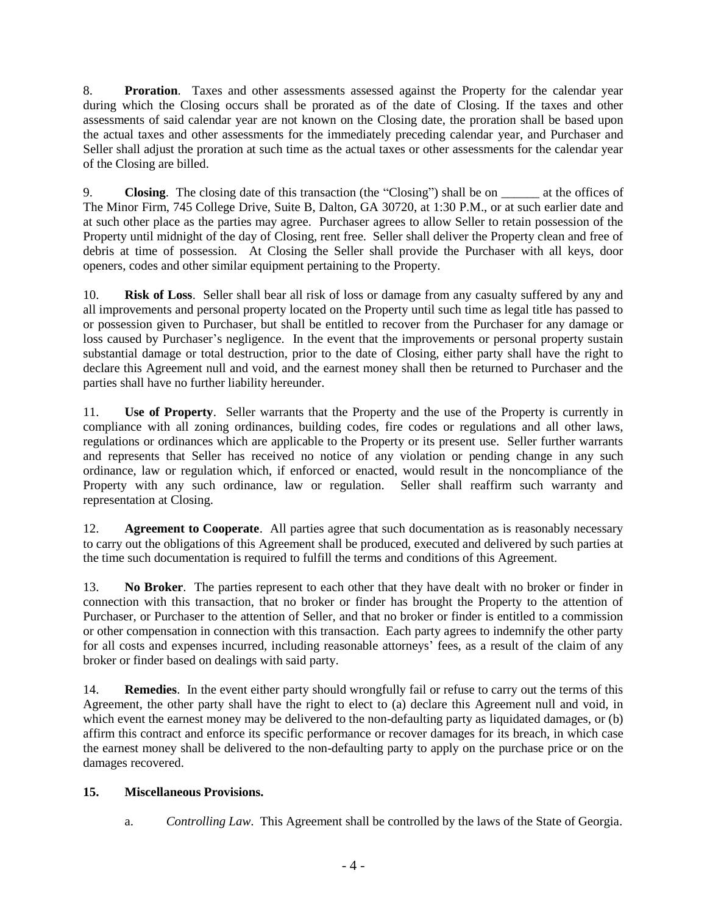8. **Proration**. Taxes and other assessments assessed against the Property for the calendar year during which the Closing occurs shall be prorated as of the date of Closing. If the taxes and other assessments of said calendar year are not known on the Closing date, the proration shall be based upon the actual taxes and other assessments for the immediately preceding calendar year, and Purchaser and Seller shall adjust the proration at such time as the actual taxes or other assessments for the calendar year of the Closing are billed.

9. **Closing**. The closing date of this transaction (the "Closing") shall be on ______ at the offices of The Minor Firm, 745 College Drive, Suite B, Dalton, GA 30720, at 1:30 P.M., or at such earlier date and at such other place as the parties may agree. Purchaser agrees to allow Seller to retain possession of the Property until midnight of the day of Closing, rent free. Seller shall deliver the Property clean and free of debris at time of possession. At Closing the Seller shall provide the Purchaser with all keys, door openers, codes and other similar equipment pertaining to the Property.

10. **Risk of Loss**. Seller shall bear all risk of loss or damage from any casualty suffered by any and all improvements and personal property located on the Property until such time as legal title has passed to or possession given to Purchaser, but shall be entitled to recover from the Purchaser for any damage or loss caused by Purchaser's negligence. In the event that the improvements or personal property sustain substantial damage or total destruction, prior to the date of Closing, either party shall have the right to declare this Agreement null and void, and the earnest money shall then be returned to Purchaser and the parties shall have no further liability hereunder.

11. **Use of Property**. Seller warrants that the Property and the use of the Property is currently in compliance with all zoning ordinances, building codes, fire codes or regulations and all other laws, regulations or ordinances which are applicable to the Property or its present use. Seller further warrants and represents that Seller has received no notice of any violation or pending change in any such ordinance, law or regulation which, if enforced or enacted, would result in the noncompliance of the Property with any such ordinance, law or regulation. Seller shall reaffirm such warranty and representation at Closing.

12. **Agreement to Cooperate**. All parties agree that such documentation as is reasonably necessary to carry out the obligations of this Agreement shall be produced, executed and delivered by such parties at the time such documentation is required to fulfill the terms and conditions of this Agreement.

13. **No Broker**. The parties represent to each other that they have dealt with no broker or finder in connection with this transaction, that no broker or finder has brought the Property to the attention of Purchaser, or Purchaser to the attention of Seller, and that no broker or finder is entitled to a commission or other compensation in connection with this transaction. Each party agrees to indemnify the other party for all costs and expenses incurred, including reasonable attorneys' fees, as a result of the claim of any broker or finder based on dealings with said party.

14. **Remedies**. In the event either party should wrongfully fail or refuse to carry out the terms of this Agreement, the other party shall have the right to elect to (a) declare this Agreement null and void, in which event the earnest money may be delivered to the non-defaulting party as liquidated damages, or (b) affirm this contract and enforce its specific performance or recover damages for its breach, in which case the earnest money shall be delivered to the non-defaulting party to apply on the purchase price or on the damages recovered.

**15. Miscellaneous Provisions.**

a. *Controlling Law*. This Agreement shall be controlled by the laws of the State of Georgia.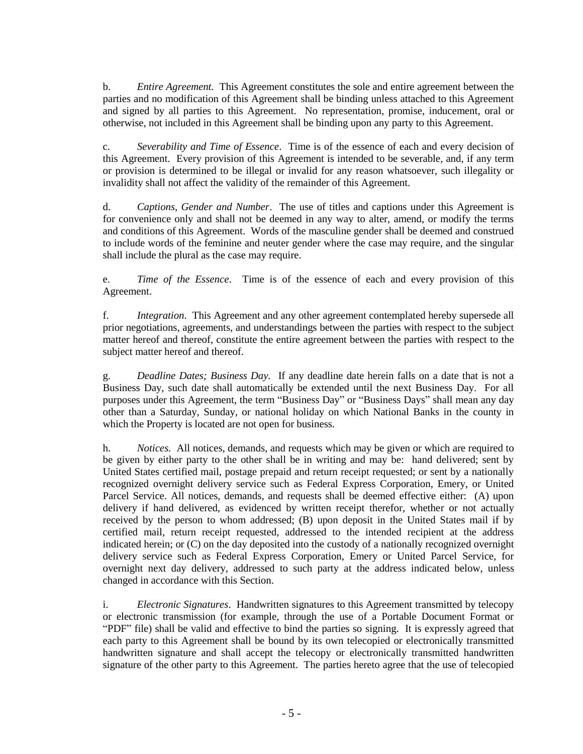b. *Entire Agreement.* This Agreement constitutes the sole and entire agreement between the parties and no modification of this Agreement shall be binding unless attached to this Agreement and signed by all parties to this Agreement. No representation, promise, inducement, oral or otherwise, not included in this Agreement shall be binding upon any party to this Agreement.

c. *Severability and Time of Essence*. Time is of the essence of each and every decision of this Agreement. Every provision of this Agreement is intended to be severable, and, if any term or provision is determined to be illegal or invalid for any reason whatsoever, such illegality or invalidity shall not affect the validity of the remainder of this Agreement.

d. *Captions, Gender and Number*. The use of titles and captions under this Agreement is for convenience only and shall not be deemed in any way to alter, amend, or modify the terms and conditions of this Agreement. Words of the masculine gender shall be deemed and construed to include words of the feminine and neuter gender where the case may require, and the singular shall include the plural as the case may require.

e. *Time of the Essence*. Time is of the essence of each and every provision of this Agreement.

f. *Integration*. This Agreement and any other agreement contemplated hereby supersede all prior negotiations, agreements, and understandings between the parties with respect to the subject matter hereof and thereof, constitute the entire agreement between the parties with respect to the subject matter hereof and thereof.

g. *Deadline Dates; Business Day.* If any deadline date herein falls on a date that is not a Business Day, such date shall automatically be extended until the next Business Day. For all purposes under this Agreement, the term "Business Day" or "Business Days" shall mean any day other than a Saturday, Sunday, or national holiday on which National Banks in the county in which the Property is located are not open for business.

h. *Notices.* All notices, demands, and requests which may be given or which are required to be given by either party to the other shall be in writing and may be: hand delivered; sent by United States certified mail, postage prepaid and return receipt requested; or sent by a nationally recognized overnight delivery service such as Federal Express Corporation, Emery, or United Parcel Service. All notices, demands, and requests shall be deemed effective either: (A) upon delivery if hand delivered, as evidenced by written receipt therefor, whether or not actually received by the person to whom addressed; (B) upon deposit in the United States mail if by certified mail, return receipt requested, addressed to the intended recipient at the address indicated herein; or (C) on the day deposited into the custody of a nationally recognized overnight delivery service such as Federal Express Corporation, Emery or United Parcel Service, for overnight next day delivery, addressed to such party at the address indicated below, unless changed in accordance with this Section.

i. *Electronic Signatures*. Handwritten signatures to this Agreement transmitted by telecopy or electronic transmission (for example, through the use of a Portable Document Format or "PDF" file) shall be valid and effective to bind the parties so signing. It is expressly agreed that each party to this Agreement shall be bound by its own telecopied or electronically transmitted handwritten signature and shall accept the telecopy or electronically transmitted handwritten signature of the other party to this Agreement. The parties hereto agree that the use of telecopied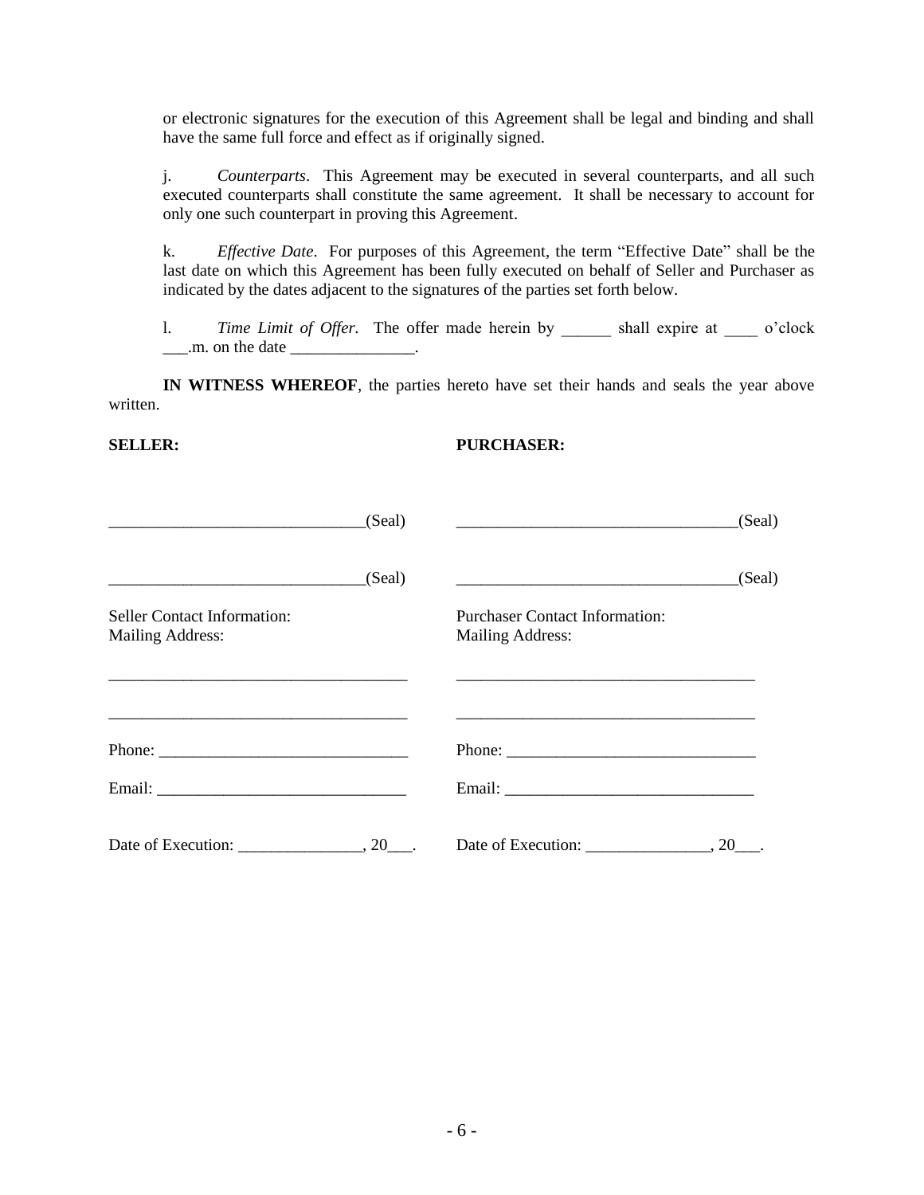or electronic signatures for the execution of this Agreement shall be legal and binding and shall have the same full force and effect as if originally signed.

j. *Counterparts*. This Agreement may be executed in several counterparts, and all such executed counterparts shall constitute the same agreement. It shall be necessary to account for only one such counterpart in proving this Agreement.

k. *Effective Date*. For purposes of this Agreement, the term "Effective Date" shall be the last date on which this Agreement has been fully executed on behalf of Seller and Purchaser as indicated by the dates adjacent to the signatures of the parties set forth below.

l. *Time Limit of Offer*. The offer made herein by ______ shall expire at ____ o'clock ___.m. on the date _______________.

**IN WITNESS WHEREOF**, the parties hereto have set their hands and seals the year above written.

**SELLER:**

_______________________________(Seal)

_______________________________(Seal)

Seller Contact Information:
Mailing Address:

____________________________________

____________________________________

Phone: ______________________________

Email: ______________________________

Date of Execution: _______________, 20___.

**PURCHASER:**

__________________________________(Seal)

__________________________________(Seal)

Purchaser Contact Information:
Mailing Address:

____________________________________

____________________________________

Phone: ______________________________

Email: ______________________________

Date of Execution: _______________, 20___.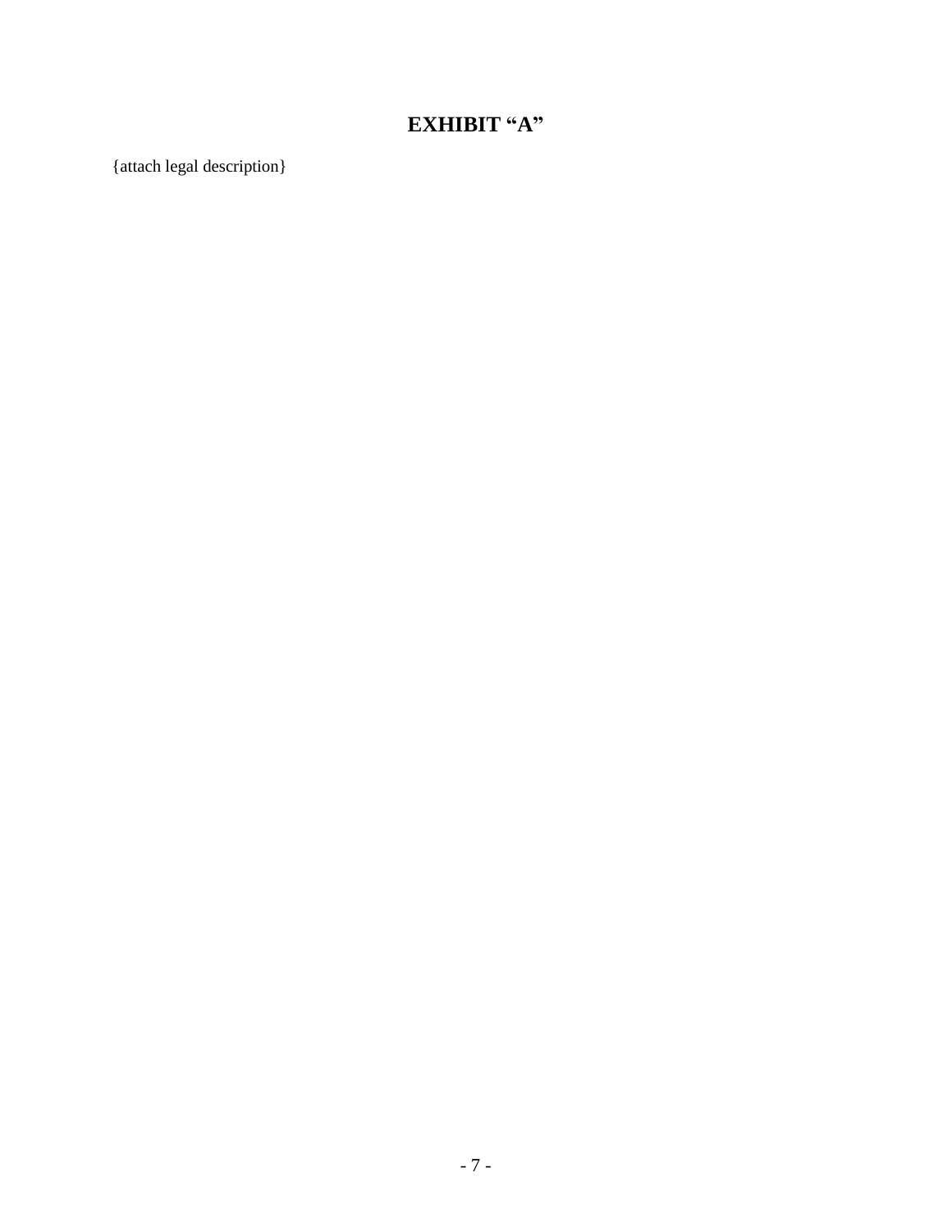# EXHIBIT "A"

{attach legal description}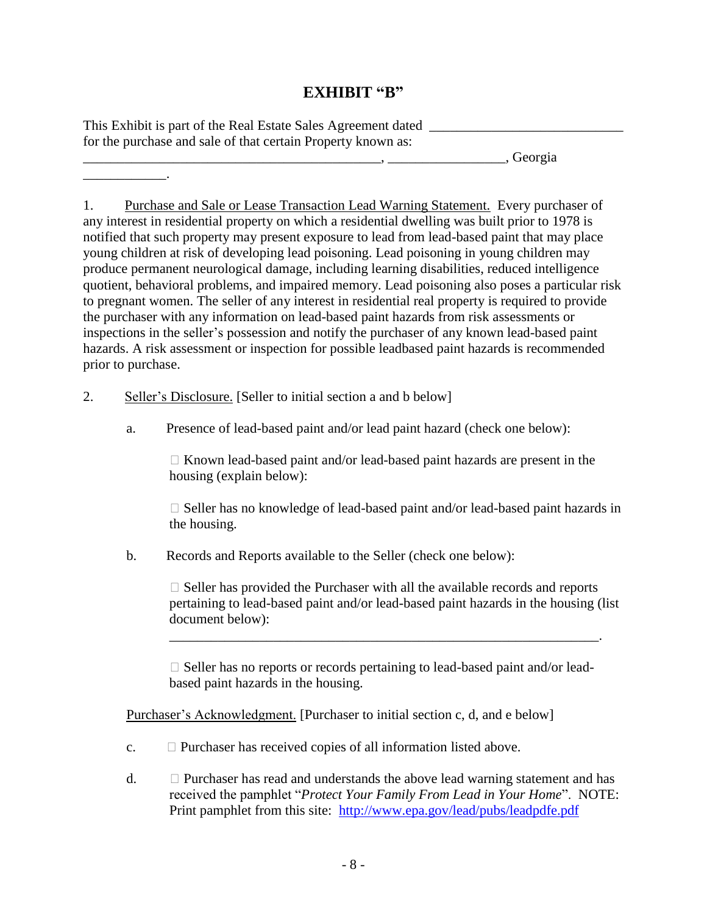# EXHIBIT "B"

This Exhibit is part of the Real Estate Sales Agreement dated \_\_\_\_\_\_\_\_\_\_\_\_\_\_\_\_\_\_\_\_\_\_\_\_\_\_\_\_\_ for the purchase and sale of that certain Property known as: \_\_\_\_\_\_\_\_\_\_\_\_\_\_\_\_\_\_\_\_\_\_\_\_\_\_\_\_\_\_\_\_\_\_\_\_\_\_\_\_\_\_\_\_, \_\_\_\_\_\_\_\_\_\_\_\_\_\_\_\_\_\_, Georgia \_\_\_\_\_\_\_\_\_\_\_\_.

1. Purchase and Sale or Lease Transaction Lead Warning Statement. Every purchaser of any interest in residential property on which a residential dwelling was built prior to 1978 is notified that such property may present exposure to lead from lead-based paint that may place young children at risk of developing lead poisoning. Lead poisoning in young children may produce permanent neurological damage, including learning disabilities, reduced intelligence quotient, behavioral problems, and impaired memory. Lead poisoning also poses a particular risk to pregnant women. The seller of any interest in residential real property is required to provide the purchaser with any information on lead-based paint hazards from risk assessments or inspections in the seller's possession and notify the purchaser of any known lead-based paint hazards. A risk assessment or inspection for possible leadbased paint hazards is recommended prior to purchase.

2. Seller's Disclosure. [Seller to initial section a and b below]

   a. Presence of lead-based paint and/or lead paint hazard (check one below):

      ☐ Known lead-based paint and/or lead-based paint hazards are present in the housing (explain below):

      ☐ Seller has no knowledge of lead-based paint and/or lead-based paint hazards in the housing.

   b. Records and Reports available to the Seller (check one below):

      ☐ Seller has provided the Purchaser with all the available records and reports pertaining to lead-based paint and/or lead-based paint hazards in the housing (list document below):

      \_\_\_\_\_\_\_\_\_\_\_\_\_\_\_\_\_\_\_\_\_\_\_\_\_\_\_\_\_\_\_\_\_\_\_\_\_\_\_\_\_\_\_\_\_\_\_\_\_\_\_\_\_\_\_\_\_\_\_\_\_\_\_\_\_\_.

      ☐ Seller has no reports or records pertaining to lead-based paint and/or lead-based paint hazards in the housing.

   Purchaser's Acknowledgment. [Purchaser to initial section c, d, and e below]

   c. ☐ Purchaser has received copies of all information listed above.

   d. ☐ Purchaser has read and understands the above lead warning statement and has received the pamphlet "*Protect Your Family From Lead in Your Home*". NOTE: Print pamphlet from this site: http://www.epa.gov/lead/pubs/leadpdfe.pdf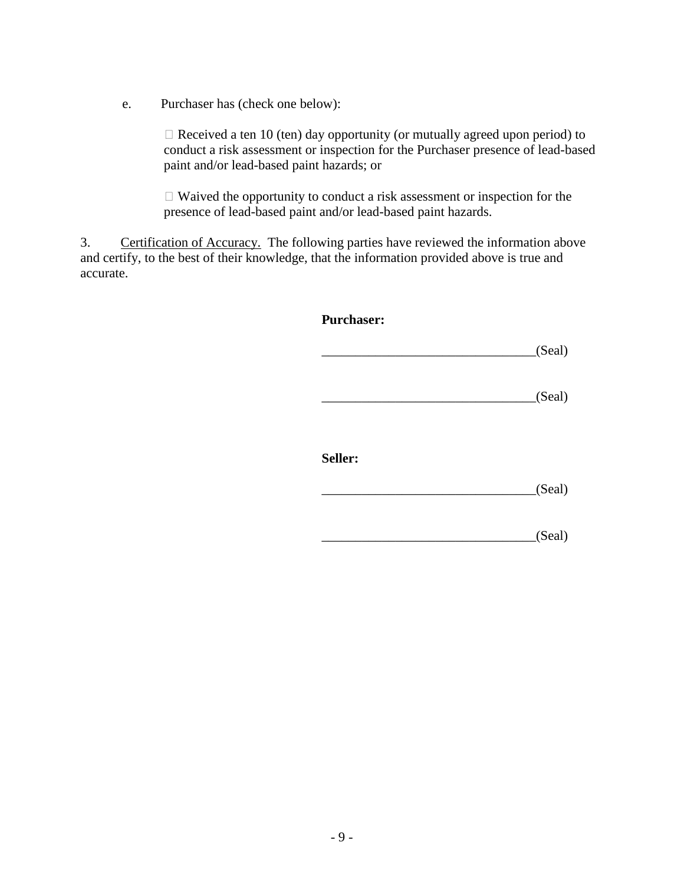e. Purchaser has (check one below):

 Received a ten 10 (ten) day opportunity (or mutually agreed upon period) to conduct a risk assessment or inspection for the Purchaser presence of lead-based paint and/or lead-based paint hazards; or

 Waived the opportunity to conduct a risk assessment or inspection for the presence of lead-based paint and/or lead-based paint hazards.

3. Certification of Accuracy. The following parties have reviewed the information above and certify, to the best of their knowledge, that the information provided above is true and accurate.

**Purchaser:**

________________________________(Seal)

________________________________(Seal)

**Seller:**

________________________________(Seal)

________________________________(Seal)